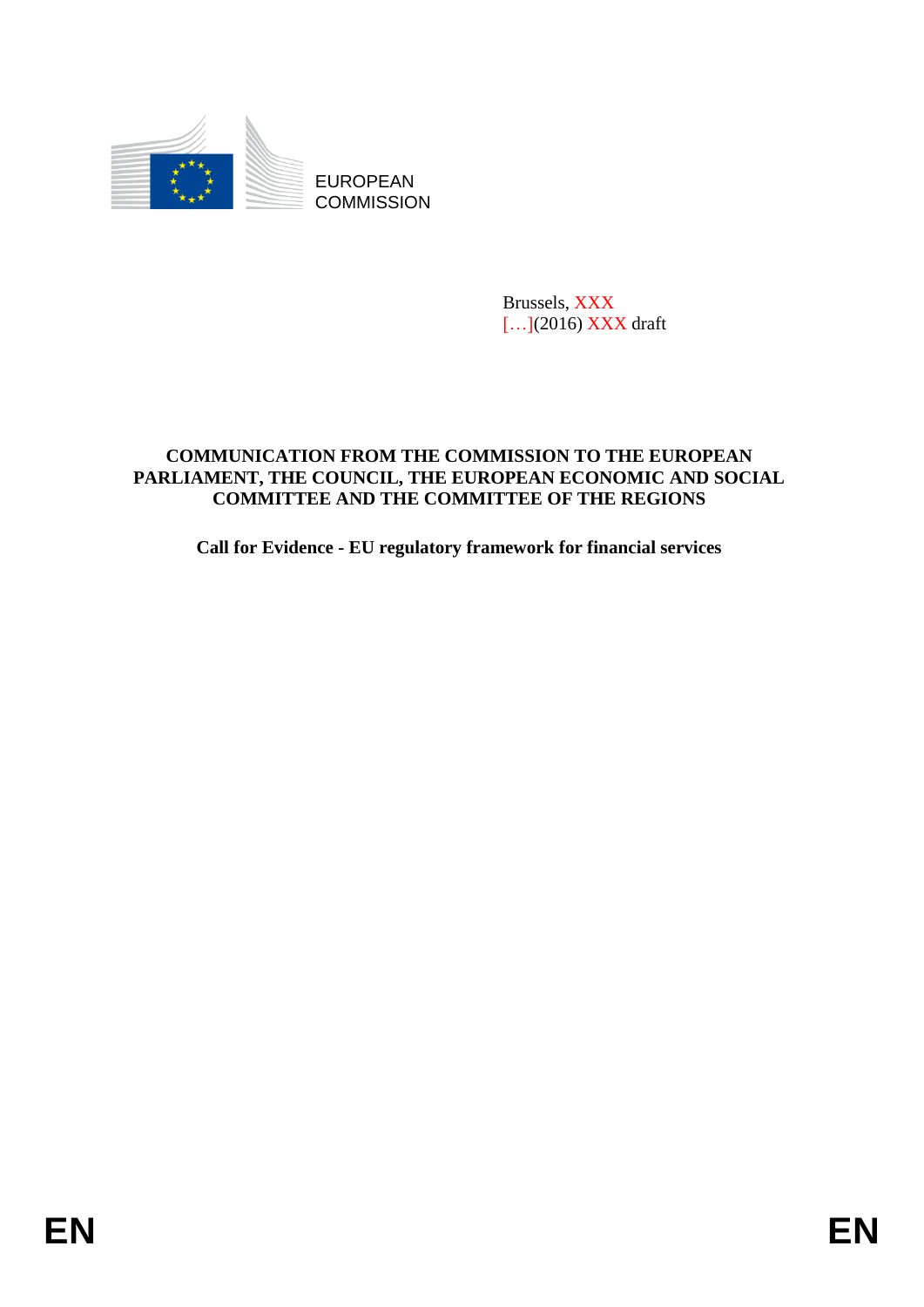EUROPEAN COMMISSION

Brussels, XXX
[…](2016) XXX draft

**COMMUNICATION FROM THE COMMISSION TO THE EUROPEAN PARLIAMENT, THE COUNCIL, THE EUROPEAN ECONOMIC AND SOCIAL COMMITTEE AND THE COMMITTEE OF THE REGIONS**

**Call for Evidence - EU regulatory framework for financial services**

EN EN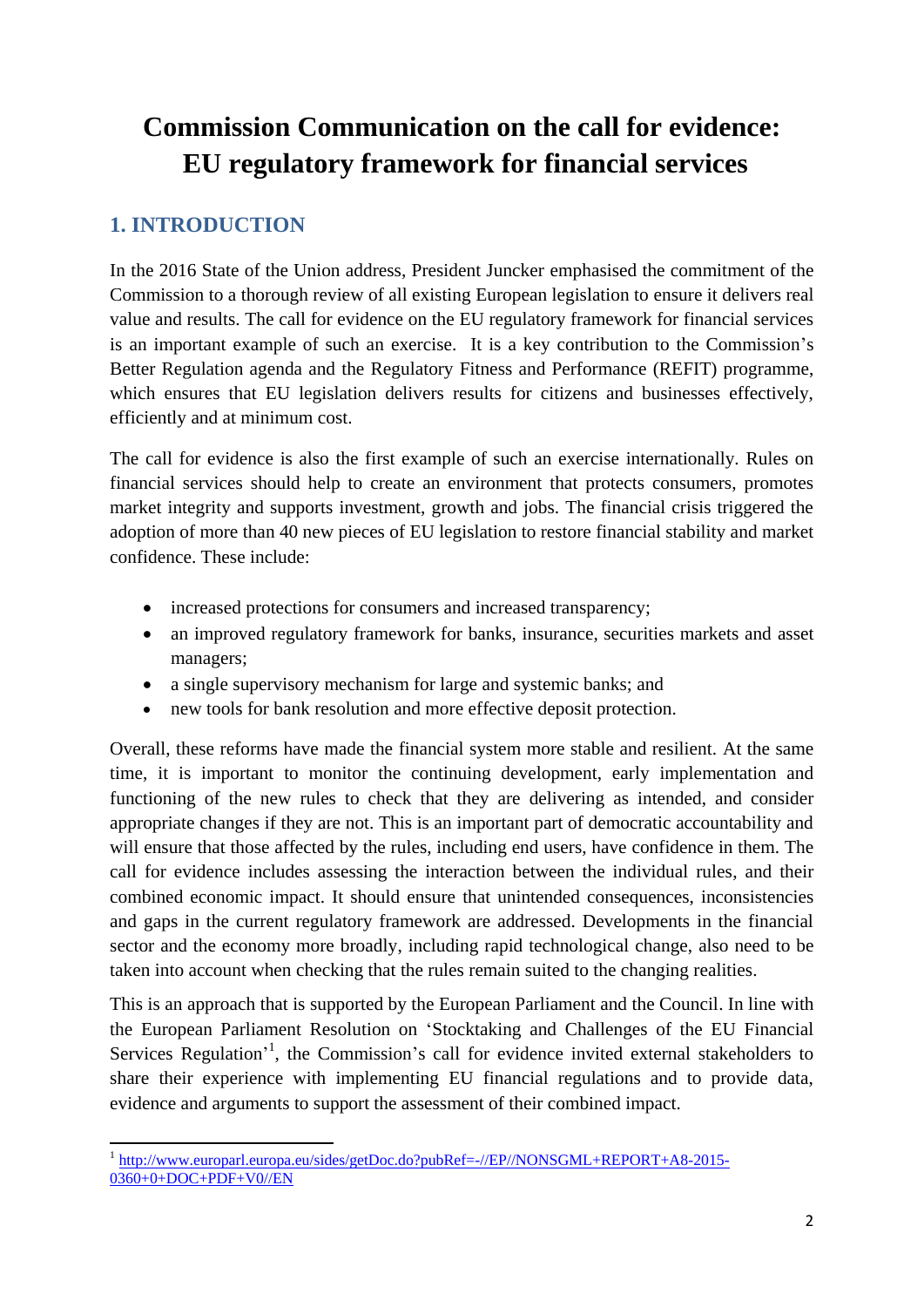# Commission Communication on the call for evidence: EU regulatory framework for financial services

## 1. INTRODUCTION

In the 2016 State of the Union address, President Juncker emphasised the commitment of the Commission to a thorough review of all existing European legislation to ensure it delivers real value and results. The call for evidence on the EU regulatory framework for financial services is an important example of such an exercise. It is a key contribution to the Commission's Better Regulation agenda and the Regulatory Fitness and Performance (REFIT) programme, which ensures that EU legislation delivers results for citizens and businesses effectively, efficiently and at minimum cost.

The call for evidence is also the first example of such an exercise internationally. Rules on financial services should help to create an environment that protects consumers, promotes market integrity and supports investment, growth and jobs. The financial crisis triggered the adoption of more than 40 new pieces of EU legislation to restore financial stability and market confidence. These include:

- increased protections for consumers and increased transparency;
- an improved regulatory framework for banks, insurance, securities markets and asset managers;
- a single supervisory mechanism for large and systemic banks; and
- new tools for bank resolution and more effective deposit protection.

Overall, these reforms have made the financial system more stable and resilient. At the same time, it is important to monitor the continuing development, early implementation and functioning of the new rules to check that they are delivering as intended, and consider appropriate changes if they are not. This is an important part of democratic accountability and will ensure that those affected by the rules, including end users, have confidence in them. The call for evidence includes assessing the interaction between the individual rules, and their combined economic impact. It should ensure that unintended consequences, inconsistencies and gaps in the current regulatory framework are addressed. Developments in the financial sector and the economy more broadly, including rapid technological change, also need to be taken into account when checking that the rules remain suited to the changing realities.

This is an approach that is supported by the European Parliament and the Council. In line with the European Parliament Resolution on 'Stocktaking and Challenges of the EU Financial Services Regulation'[1], the Commission's call for evidence invited external stakeholders to share their experience with implementing EU financial regulations and to provide data, evidence and arguments to support the assessment of their combined impact.

[1] http://www.europarl.europa.eu/sides/getDoc.do?pubRef=-//EP//NONSGML+REPORT+A8-2015-0360+0+DOC+PDF+V0//EN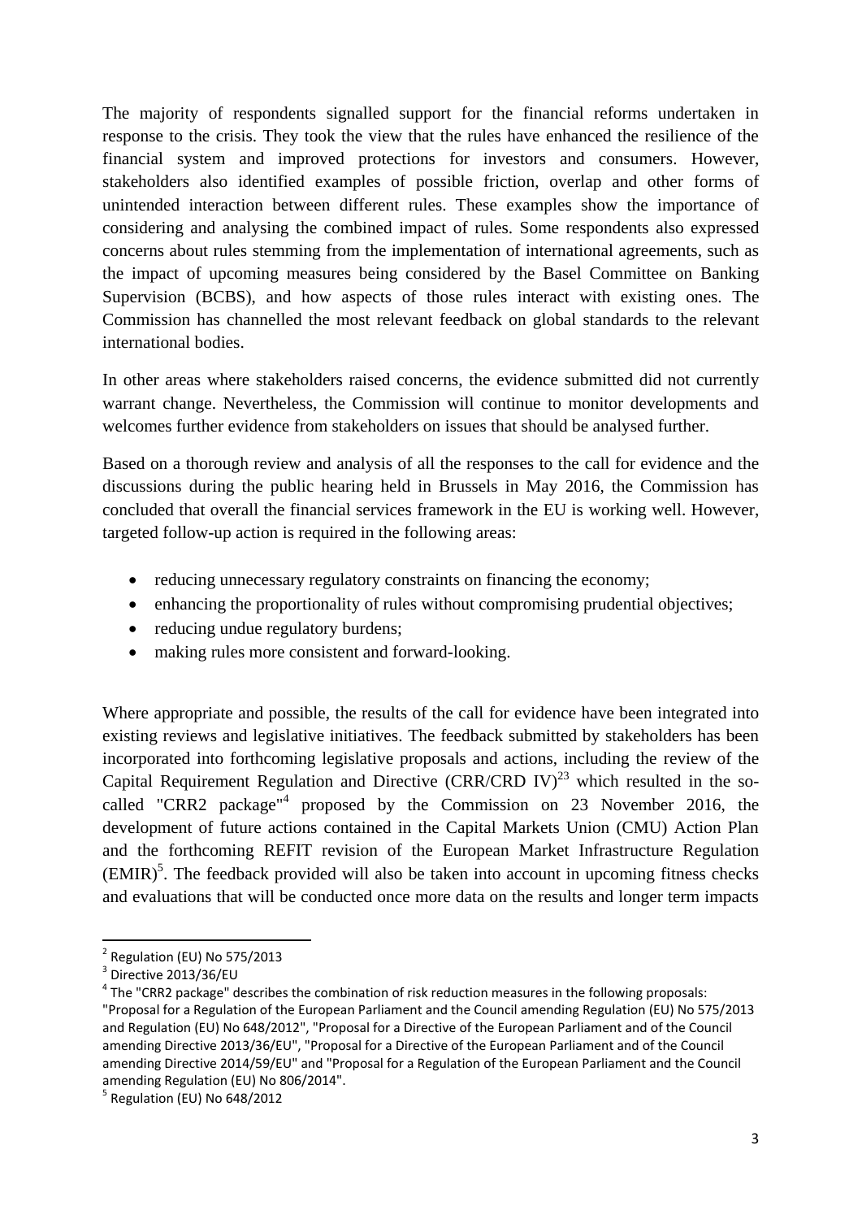The majority of respondents signalled support for the financial reforms undertaken in response to the crisis. They took the view that the rules have enhanced the resilience of the financial system and improved protections for investors and consumers. However, stakeholders also identified examples of possible friction, overlap and other forms of unintended interaction between different rules. These examples show the importance of considering and analysing the combined impact of rules. Some respondents also expressed concerns about rules stemming from the implementation of international agreements, such as the impact of upcoming measures being considered by the Basel Committee on Banking Supervision (BCBS), and how aspects of those rules interact with existing ones. The Commission has channelled the most relevant feedback on global standards to the relevant international bodies.

In other areas where stakeholders raised concerns, the evidence submitted did not currently warrant change. Nevertheless, the Commission will continue to monitor developments and welcomes further evidence from stakeholders on issues that should be analysed further.

Based on a thorough review and analysis of all the responses to the call for evidence and the discussions during the public hearing held in Brussels in May 2016, the Commission has concluded that overall the financial services framework in the EU is working well. However, targeted follow-up action is required in the following areas:

- reducing unnecessary regulatory constraints on financing the economy;
- enhancing the proportionality of rules without compromising prudential objectives;
- reducing undue regulatory burdens;
- making rules more consistent and forward-looking.

Where appropriate and possible, the results of the call for evidence have been integrated into existing reviews and legislative initiatives. The feedback submitted by stakeholders has been incorporated into forthcoming legislative proposals and actions, including the review of the Capital Requirement Regulation and Directive (CRR/CRD IV)[23] which resulted in the so-called "CRR2 package"[4] proposed by the Commission on 23 November 2016, the development of future actions contained in the Capital Markets Union (CMU) Action Plan and the forthcoming REFIT revision of the European Market Infrastructure Regulation (EMIR)[5]. The feedback provided will also be taken into account in upcoming fitness checks and evaluations that will be conducted once more data on the results and longer term impacts

---

[2] Regulation (EU) No 575/2013

[3] Directive 2013/36/EU

[4] The "CRR2 package" describes the combination of risk reduction measures in the following proposals: "Proposal for a Regulation of the European Parliament and the Council amending Regulation (EU) No 575/2013 and Regulation (EU) No 648/2012", "Proposal for a Directive of the European Parliament and of the Council amending Directive 2013/36/EU", "Proposal for a Directive of the European Parliament and of the Council amending Directive 2014/59/EU" and "Proposal for a Regulation of the European Parliament and the Council amending Regulation (EU) No 806/2014".

[5] Regulation (EU) No 648/2012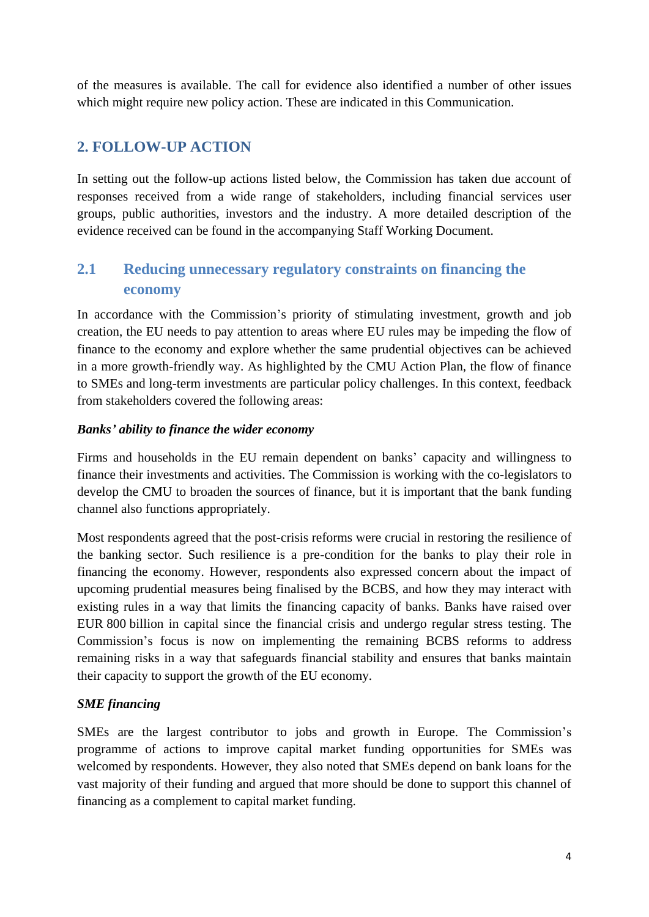of the measures is available. The call for evidence also identified a number of other issues which might require new policy action. These are indicated in this Communication.

## 2. FOLLOW-UP ACTION

In setting out the follow-up actions listed below, the Commission has taken due account of responses received from a wide range of stakeholders, including financial services user groups, public authorities, investors and the industry. A more detailed description of the evidence received can be found in the accompanying Staff Working Document.

### 2.1 Reducing unnecessary regulatory constraints on financing the economy

In accordance with the Commission's priority of stimulating investment, growth and job creation, the EU needs to pay attention to areas where EU rules may be impeding the flow of finance to the economy and explore whether the same prudential objectives can be achieved in a more growth-friendly way. As highlighted by the CMU Action Plan, the flow of finance to SMEs and long-term investments are particular policy challenges. In this context, feedback from stakeholders covered the following areas:

***Banks' ability to finance the wider economy***

Firms and households in the EU remain dependent on banks' capacity and willingness to finance their investments and activities. The Commission is working with the co-legislators to develop the CMU to broaden the sources of finance, but it is important that the bank funding channel also functions appropriately.

Most respondents agreed that the post-crisis reforms were crucial in restoring the resilience of the banking sector. Such resilience is a pre-condition for the banks to play their role in financing the economy. However, respondents also expressed concern about the impact of upcoming prudential measures being finalised by the BCBS, and how they may interact with existing rules in a way that limits the financing capacity of banks. Banks have raised over EUR 800 billion in capital since the financial crisis and undergo regular stress testing. The Commission's focus is now on implementing the remaining BCBS reforms to address remaining risks in a way that safeguards financial stability and ensures that banks maintain their capacity to support the growth of the EU economy.

***SME financing***

SMEs are the largest contributor to jobs and growth in Europe. The Commission's programme of actions to improve capital market funding opportunities for SMEs was welcomed by respondents. However, they also noted that SMEs depend on bank loans for the vast majority of their funding and argued that more should be done to support this channel of financing as a complement to capital market funding.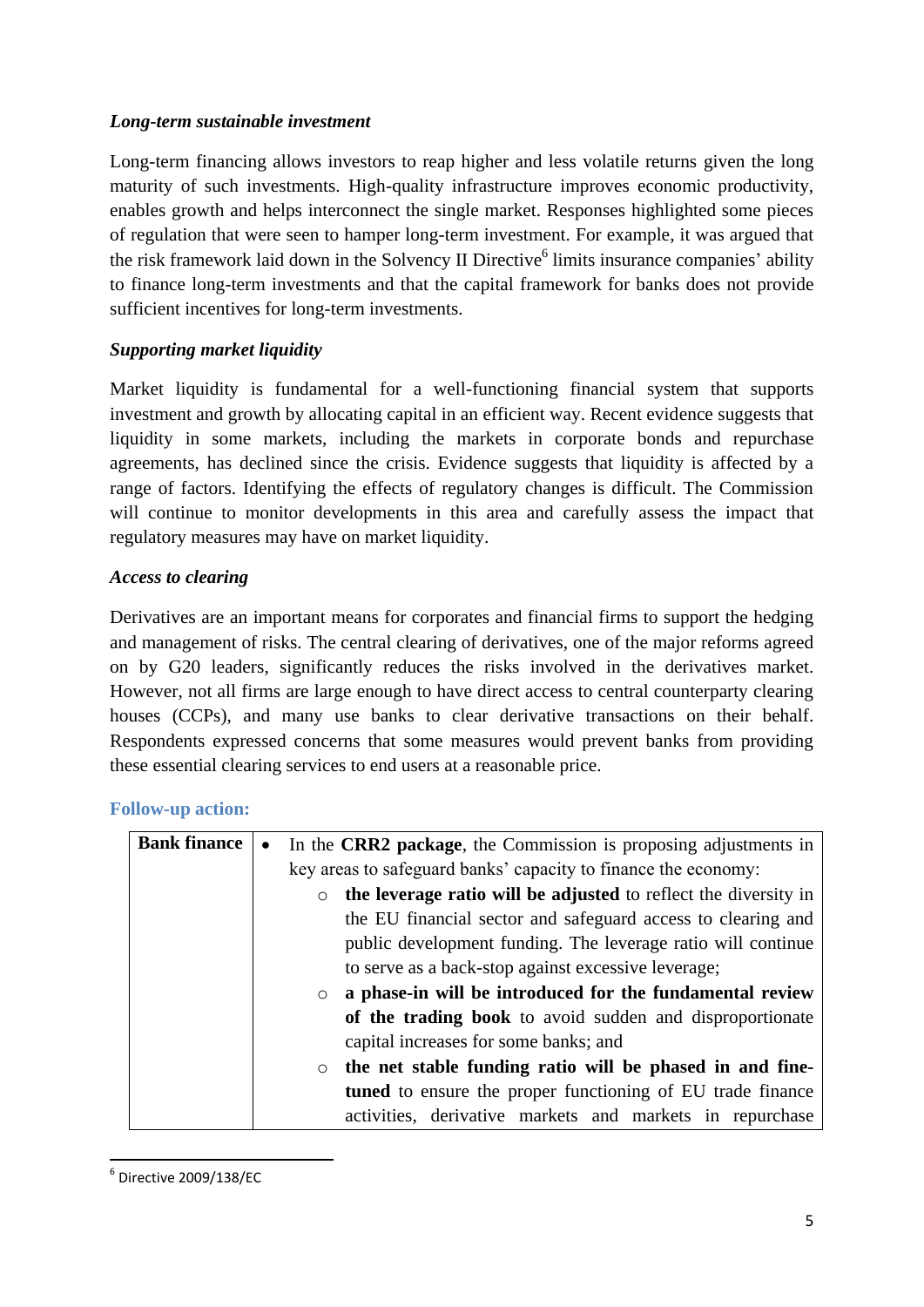***Long-term sustainable investment***

Long-term financing allows investors to reap higher and less volatile returns given the long maturity of such investments. High-quality infrastructure improves economic productivity, enables growth and helps interconnect the single market. Responses highlighted some pieces of regulation that were seen to hamper long-term investment. For example, it was argued that the risk framework laid down in the Solvency II Directive[6] limits insurance companies' ability to finance long-term investments and that the capital framework for banks does not provide sufficient incentives for long-term investments.

***Supporting market liquidity***

Market liquidity is fundamental for a well-functioning financial system that supports investment and growth by allocating capital in an efficient way. Recent evidence suggests that liquidity in some markets, including the markets in corporate bonds and repurchase agreements, has declined since the crisis. Evidence suggests that liquidity is affected by a range of factors. Identifying the effects of regulatory changes is difficult. The Commission will continue to monitor developments in this area and carefully assess the impact that regulatory measures may have on market liquidity.

***Access to clearing***

Derivatives are an important means for corporates and financial firms to support the hedging and management of risks. The central clearing of derivatives, one of the major reforms agreed on by G20 leaders, significantly reduces the risks involved in the derivatives market. However, not all firms are large enough to have direct access to central counterparty clearing houses (CCPs), and many use banks to clear derivative transactions on their behalf. Respondents expressed concerns that some measures would prevent banks from providing these essential clearing services to end users at a reasonable price.

**Follow-up action:**

| | |
|---|---|
| **Bank finance** | • In the **CRR2 package**, the Commission is proposing adjustments in key areas to safeguard banks' capacity to finance the economy:<br>○ **the leverage ratio will be adjusted** to reflect the diversity in the EU financial sector and safeguard access to clearing and public development funding. The leverage ratio will continue to serve as a back-stop against excessive leverage;<br>○ **a phase-in will be introduced for the fundamental review of the trading book** to avoid sudden and disproportionate capital increases for some banks; and<br>○ **the net stable funding ratio will be phased in and fine-tuned** to ensure the proper functioning of EU trade finance activities, derivative markets and markets in repurchase |

[6] Directive 2009/138/EC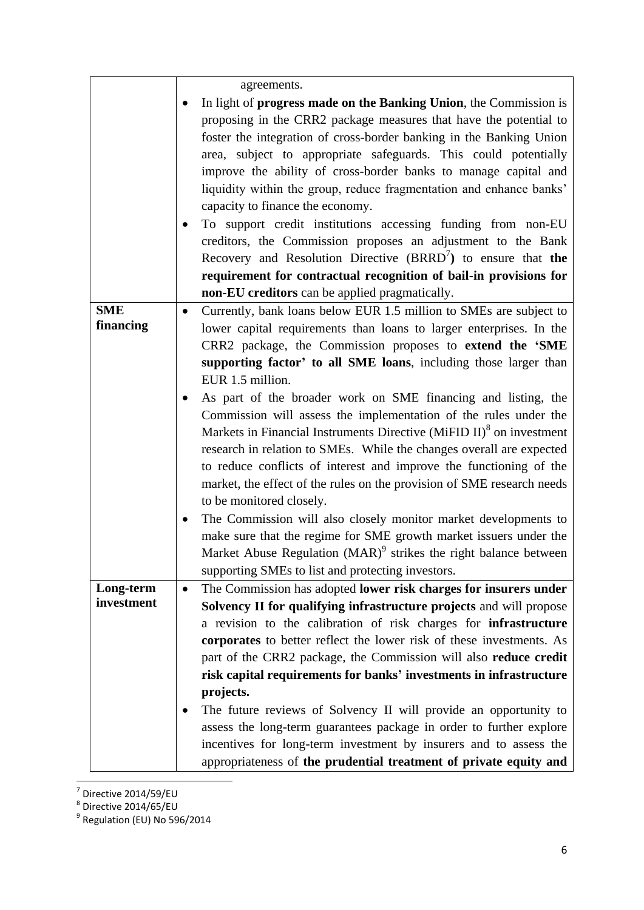| | |
|---|---|
| | agreements.<br>• In light of **progress made on the Banking Union**, the Commission is proposing in the CRR2 package measures that have the potential to foster the integration of cross-border banking in the Banking Union area, subject to appropriate safeguards. This could potentially improve the ability of cross-border banks to manage capital and liquidity within the group, reduce fragmentation and enhance banks' capacity to finance the economy.<br>• To support credit institutions accessing funding from non-EU creditors, the Commission proposes an adjustment to the Bank Recovery and Resolution Directive (BRRD[7]**)** to ensure that **the requirement for contractual recognition of bail-in provisions for non-EU creditors** can be applied pragmatically. |
| **SME financing** | • Currently, bank loans below EUR 1.5 million to SMEs are subject to lower capital requirements than loans to larger enterprises. In the CRR2 package, the Commission proposes to **extend the 'SME supporting factor' to all SME loans**, including those larger than EUR 1.5 million.<br>• As part of the broader work on SME financing and listing, the Commission will assess the implementation of the rules under the Markets in Financial Instruments Directive (MiFID II)[8] on investment research in relation to SMEs. While the changes overall are expected to reduce conflicts of interest and improve the functioning of the market, the effect of the rules on the provision of SME research needs to be monitored closely.<br>• The Commission will also closely monitor market developments to make sure that the regime for SME growth market issuers under the Market Abuse Regulation (MAR)[9] strikes the right balance between supporting SMEs to list and protecting investors. |
| **Long-term investment** | • The Commission has adopted **lower risk charges for insurers under Solvency II for qualifying infrastructure projects** and will propose a revision to the calibration of risk charges for **infrastructure corporates** to better reflect the lower risk of these investments. As part of the CRR2 package, the Commission will also **reduce credit risk capital requirements for banks' investments in infrastructure projects.**<br>• The future reviews of Solvency II will provide an opportunity to assess the long-term guarantees package in order to further explore incentives for long-term investment by insurers and to assess the appropriateness of **the prudential treatment of private equity and** |

[7] Directive 2014/59/EU

[8] Directive 2014/65/EU

[9] Regulation (EU) No 596/2014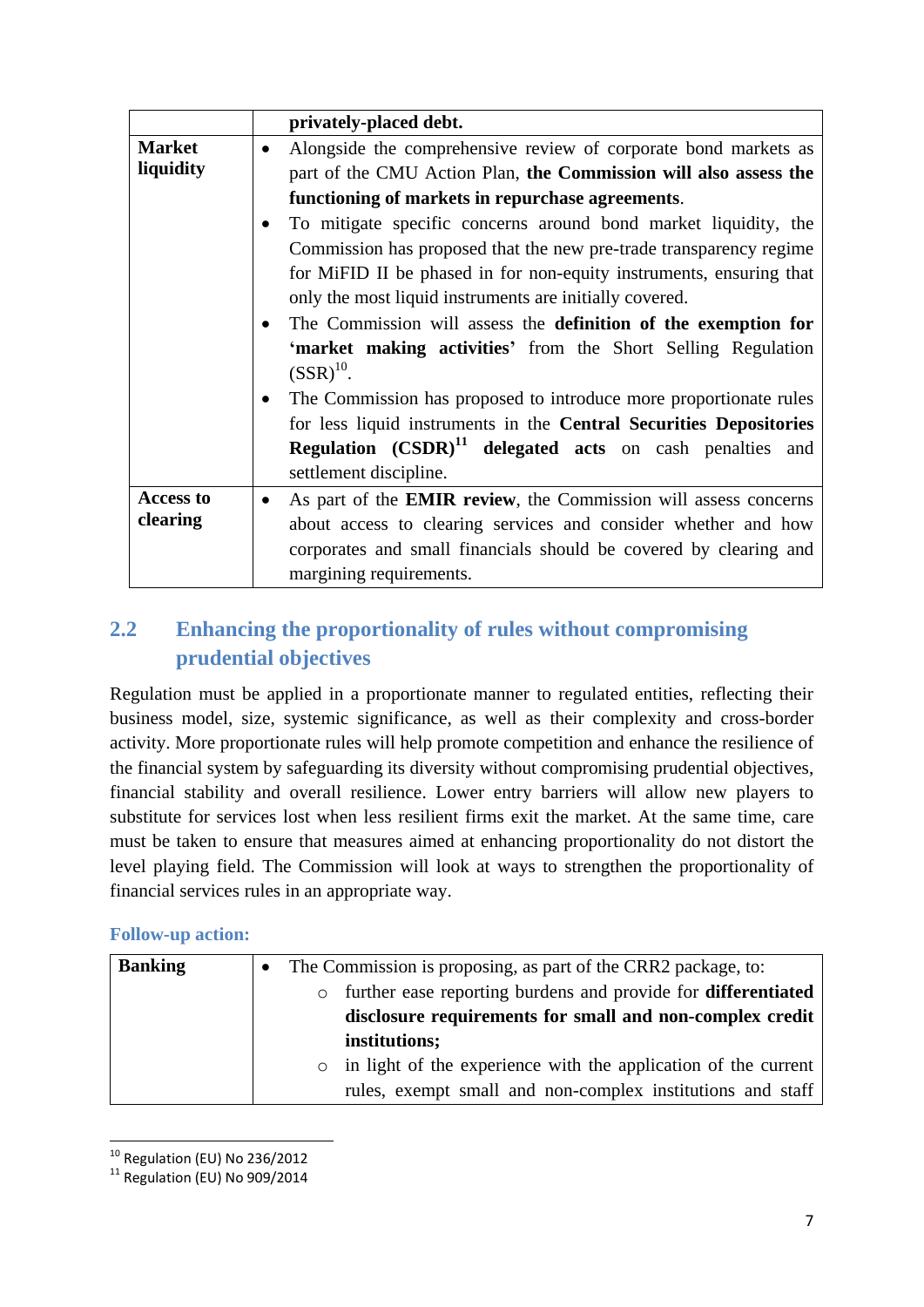| | |
|---|---|
| | **privately-placed debt.** |
| **Market liquidity** | • Alongside the comprehensive review of corporate bond markets as part of the CMU Action Plan, **the Commission will also assess the functioning of markets in repurchase agreements**.<br>• To mitigate specific concerns around bond market liquidity, the Commission has proposed that the new pre-trade transparency regime for MiFID II be phased in for non-equity instruments, ensuring that only the most liquid instruments are initially covered.<br>• The Commission will assess the **definition of the exemption for 'market making activities'** from the Short Selling Regulation (SSR)[10].<br>• The Commission has proposed to introduce more proportionate rules for less liquid instruments in the **Central Securities Depositories Regulation (CSDR)[11] delegated acts** on cash penalties and settlement discipline. |
| **Access to clearing** | • As part of the **EMIR review**, the Commission will assess concerns about access to clearing services and consider whether and how corporates and small financials should be covered by clearing and margining requirements. |

## 2.2 Enhancing the proportionality of rules without compromising prudential objectives

Regulation must be applied in a proportionate manner to regulated entities, reflecting their business model, size, systemic significance, as well as their complexity and cross-border activity. More proportionate rules will help promote competition and enhance the resilience of the financial system by safeguarding its diversity without compromising prudential objectives, financial stability and overall resilience. Lower entry barriers will allow new players to substitute for services lost when less resilient firms exit the market. At the same time, care must be taken to ensure that measures aimed at enhancing proportionality do not distort the level playing field. The Commission will look at ways to strengthen the proportionality of financial services rules in an appropriate way.

**Follow-up action:**

| | |
|---|---|
| **Banking** | • The Commission is proposing, as part of the CRR2 package, to:<br>○ further ease reporting burdens and provide for **differentiated disclosure requirements for small and non-complex credit institutions;**<br>○ in light of the experience with the application of the current rules, exempt small and non-complex institutions and staff |

[10] Regulation (EU) No 236/2012

[11] Regulation (EU) No 909/2014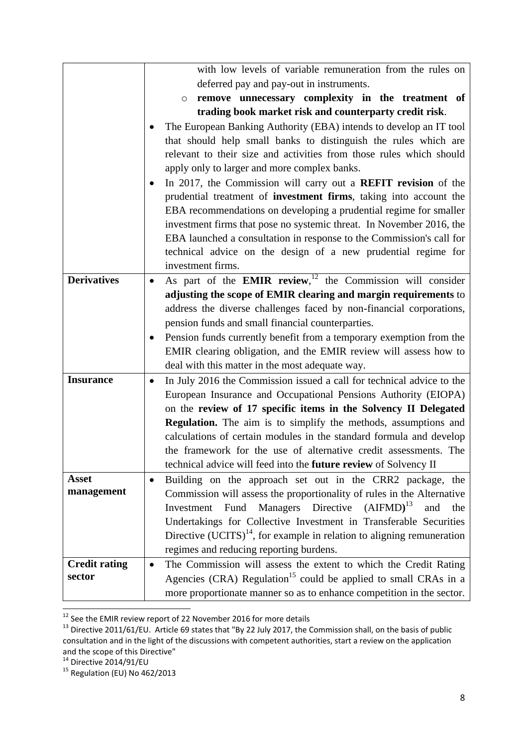| | |
|---|---|
| | with low levels of variable remuneration from the rules on deferred pay and pay-out in instruments.<br>o **remove unnecessary complexity in the treatment of trading book market risk and counterparty credit risk**.<br>• The European Banking Authority (EBA) intends to develop an IT tool that should help small banks to distinguish the rules which are relevant to their size and activities from those rules which should apply only to larger and more complex banks.<br>• In 2017, the Commission will carry out a **REFIT revision** of the prudential treatment of **investment firms**, taking into account the EBA recommendations on developing a prudential regime for smaller investment firms that pose no systemic threat. In November 2016, the EBA launched a consultation in response to the Commission's call for technical advice on the design of a new prudential regime for investment firms. |
| **Derivatives** | • As part of the **EMIR review**,[12] the Commission will consider **adjusting the scope of EMIR clearing and margin requirements** to address the diverse challenges faced by non-financial corporations, pension funds and small financial counterparties.<br>• Pension funds currently benefit from a temporary exemption from the EMIR clearing obligation, and the EMIR review will assess how to deal with this matter in the most adequate way. |
| **Insurance** | • In July 2016 the Commission issued a call for technical advice to the European Insurance and Occupational Pensions Authority (EIOPA) on the **review of 17 specific items in the Solvency II Delegated Regulation.** The aim is to simplify the methods, assumptions and calculations of certain modules in the standard formula and develop the framework for the use of alternative credit assessments. The technical advice will feed into the **future review** of Solvency II |
| **Asset management** | • Building on the approach set out in the CRR2 package, the Commission will assess the proportionality of rules in the Alternative Investment Fund Managers Directive (AIFMD)[13] and the Undertakings for Collective Investment in Transferable Securities Directive (UCITS)[14], for example in relation to aligning remuneration regimes and reducing reporting burdens. |
| **Credit rating sector** | • The Commission will assess the extent to which the Credit Rating Agencies (CRA) Regulation[15] could be applied to small CRAs in a more proportionate manner so as to enhance competition in the sector. |

[12] See the EMIR review report of 22 November 2016 for more details

[13] Directive 2011/61/EU. Article 69 states that "By 22 July 2017, the Commission shall, on the basis of public consultation and in the light of the discussions with competent authorities, start a review on the application and the scope of this Directive"

[14] Directive 2014/91/EU

[15] Regulation (EU) No 462/2013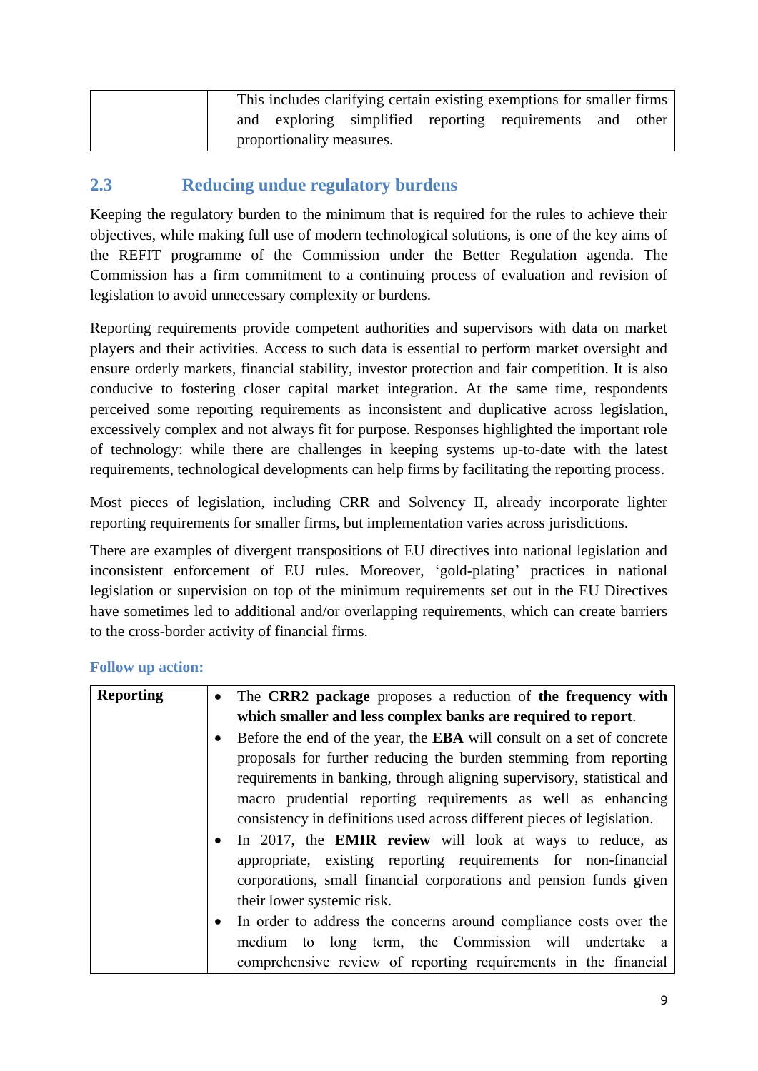| | |
|---|---|
| | This includes clarifying certain existing exemptions for smaller firms and exploring simplified reporting requirements and other proportionality measures. |

## 2.3 Reducing undue regulatory burdens

Keeping the regulatory burden to the minimum that is required for the rules to achieve their objectives, while making full use of modern technological solutions, is one of the key aims of the REFIT programme of the Commission under the Better Regulation agenda. The Commission has a firm commitment to a continuing process of evaluation and revision of legislation to avoid unnecessary complexity or burdens.

Reporting requirements provide competent authorities and supervisors with data on market players and their activities. Access to such data is essential to perform market oversight and ensure orderly markets, financial stability, investor protection and fair competition. It is also conducive to fostering closer capital market integration. At the same time, respondents perceived some reporting requirements as inconsistent and duplicative across legislation, excessively complex and not always fit for purpose. Responses highlighted the important role of technology: while there are challenges in keeping systems up-to-date with the latest requirements, technological developments can help firms by facilitating the reporting process.

Most pieces of legislation, including CRR and Solvency II, already incorporate lighter reporting requirements for smaller firms, but implementation varies across jurisdictions.

There are examples of divergent transpositions of EU directives into national legislation and inconsistent enforcement of EU rules. Moreover, 'gold-plating' practices in national legislation or supervision on top of the minimum requirements set out in the EU Directives have sometimes led to additional and/or overlapping requirements, which can create barriers to the cross-border activity of financial firms.

**Follow up action:**

| | |
|---|---|
| **Reporting** | • The **CRR2 package** proposes a reduction of **the frequency with which smaller and less complex banks are required to report**.<br>• Before the end of the year, the **EBA** will consult on a set of concrete proposals for further reducing the burden stemming from reporting requirements in banking, through aligning supervisory, statistical and macro prudential reporting requirements as well as enhancing consistency in definitions used across different pieces of legislation.<br>• In 2017, the **EMIR review** will look at ways to reduce, as appropriate, existing reporting requirements for non-financial corporations, small financial corporations and pension funds given their lower systemic risk.<br>• In order to address the concerns around compliance costs over the medium to long term, the Commission will undertake a comprehensive review of reporting requirements in the financial |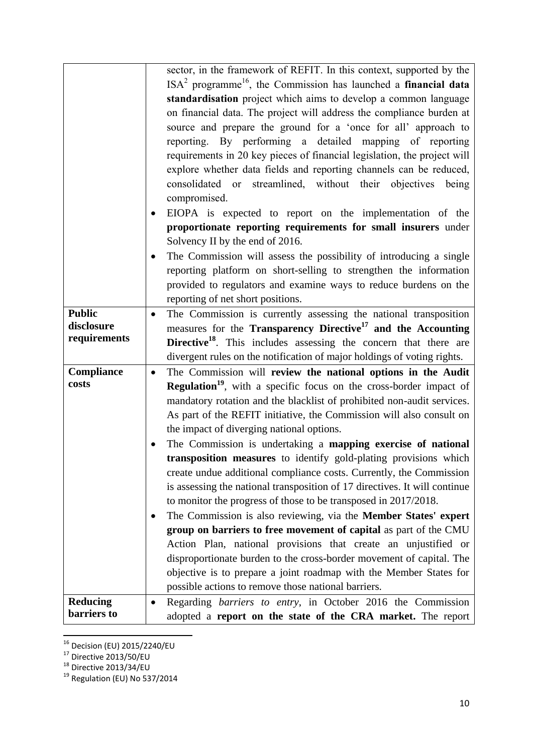| | |
|---|---|
| | sector, in the framework of REFIT. In this context, supported by the ISA[2] programme[16], the Commission has launched a **financial data standardisation** project which aims to develop a common language on financial data. The project will address the compliance burden at source and prepare the ground for a 'once for all' approach to reporting. By performing a detailed mapping of reporting requirements in 20 key pieces of financial legislation, the project will explore whether data fields and reporting channels can be reduced, consolidated or streamlined, without their objectives being compromised.<br>• EIOPA is expected to report on the implementation of the **proportionate reporting requirements for small insurers** under Solvency II by the end of 2016.<br>• The Commission will assess the possibility of introducing a single reporting platform on short-selling to strengthen the information provided to regulators and examine ways to reduce burdens on the reporting of net short positions. |
| **Public disclosure requirements** | • The Commission is currently assessing the national transposition measures for the **Transparency Directive[17] and the Accounting Directive[18]**. This includes assessing the concern that there are divergent rules on the notification of major holdings of voting rights. |
| **Compliance costs** | • The Commission will **review the national options in the Audit Regulation[19]**, with a specific focus on the cross-border impact of mandatory rotation and the blacklist of prohibited non-audit services. As part of the REFIT initiative, the Commission will also consult on the impact of diverging national options.<br>• The Commission is undertaking a **mapping exercise of national transposition measures** to identify gold-plating provisions which create undue additional compliance costs. Currently, the Commission is assessing the national transposition of 17 directives. It will continue to monitor the progress of those to be transposed in 2017/2018.<br>• The Commission is also reviewing, via the **Member States' expert group on barriers to free movement of capital** as part of the CMU Action Plan, national provisions that create an unjustified or disproportionate burden to the cross-border movement of capital. The objective is to prepare a joint roadmap with the Member States for possible actions to remove those national barriers. |
| **Reducing barriers to** | • Regarding *barriers to entry*, in October 2016 the Commission adopted a **report on the state of the CRA market.** The report |

[16] Decision (EU) 2015/2240/EU

[17] Directive 2013/50/EU

[18] Directive 2013/34/EU

[19] Regulation (EU) No 537/2014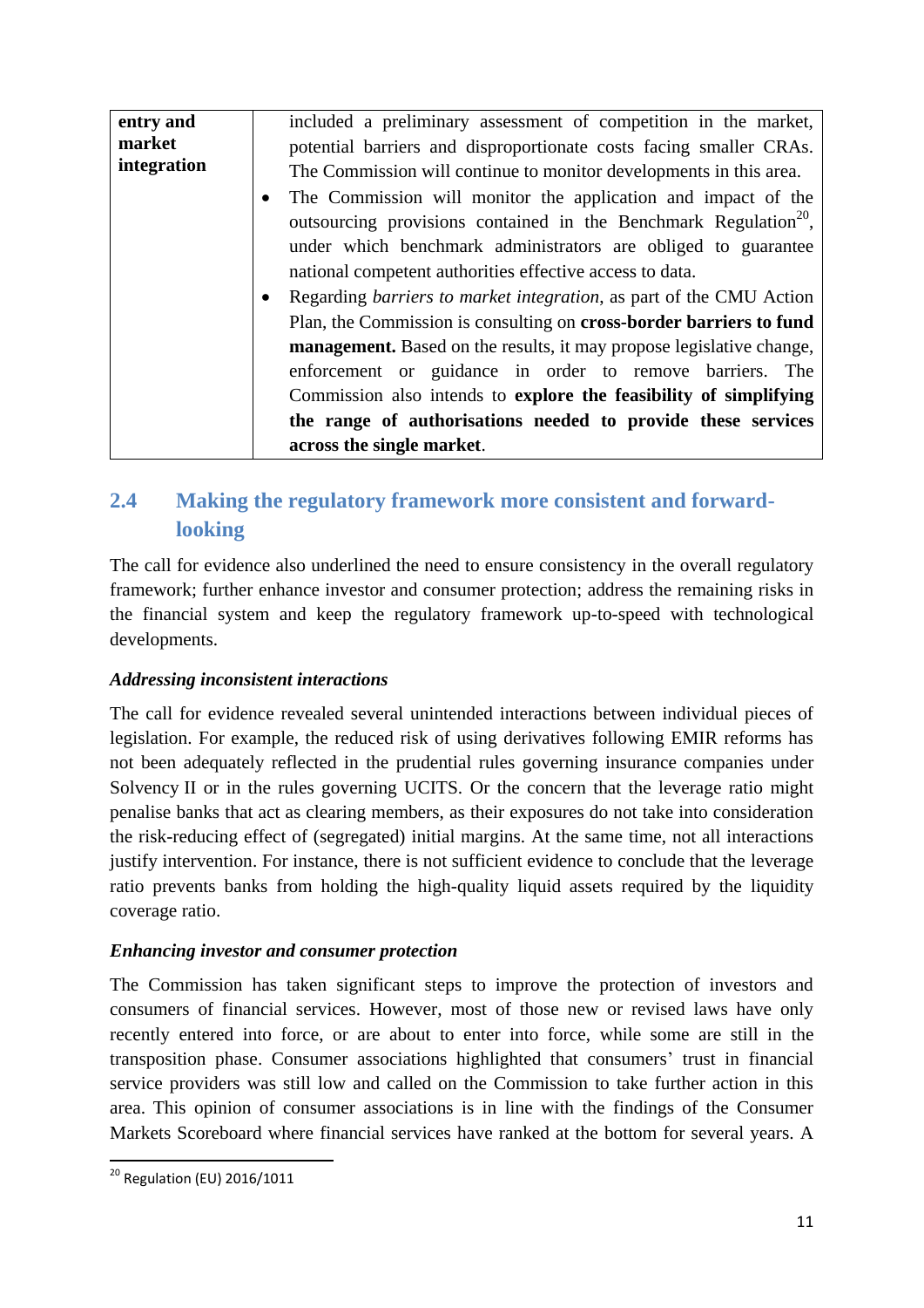| | |
|---|---|
| **entry and market integration** | included a preliminary assessment of competition in the market, potential barriers and disproportionate costs facing smaller CRAs. The Commission will continue to monitor developments in this area.<br>• The Commission will monitor the application and impact of the outsourcing provisions contained in the Benchmark Regulation[20], under which benchmark administrators are obliged to guarantee national competent authorities effective access to data.<br>• Regarding *barriers to market integration*, as part of the CMU Action Plan, the Commission is consulting on **cross-border barriers to fund management.** Based on the results, it may propose legislative change, enforcement or guidance in order to remove barriers. The Commission also intends to **explore the feasibility of simplifying the range of authorisations needed to provide these services across the single market**. |

## 2.4 Making the regulatory framework more consistent and forward-looking

The call for evidence also underlined the need to ensure consistency in the overall regulatory framework; further enhance investor and consumer protection; address the remaining risks in the financial system and keep the regulatory framework up-to-speed with technological developments.

***Addressing inconsistent interactions***

The call for evidence revealed several unintended interactions between individual pieces of legislation. For example, the reduced risk of using derivatives following EMIR reforms has not been adequately reflected in the prudential rules governing insurance companies under Solvency II or in the rules governing UCITS. Or the concern that the leverage ratio might penalise banks that act as clearing members, as their exposures do not take into consideration the risk-reducing effect of (segregated) initial margins. At the same time, not all interactions justify intervention. For instance, there is not sufficient evidence to conclude that the leverage ratio prevents banks from holding the high-quality liquid assets required by the liquidity coverage ratio.

***Enhancing investor and consumer protection***

The Commission has taken significant steps to improve the protection of investors and consumers of financial services. However, most of those new or revised laws have only recently entered into force, or are about to enter into force, while some are still in the transposition phase. Consumer associations highlighted that consumers' trust in financial service providers was still low and called on the Commission to take further action in this area. This opinion of consumer associations is in line with the findings of the Consumer Markets Scoreboard where financial services have ranked at the bottom for several years. A

[20] Regulation (EU) 2016/1011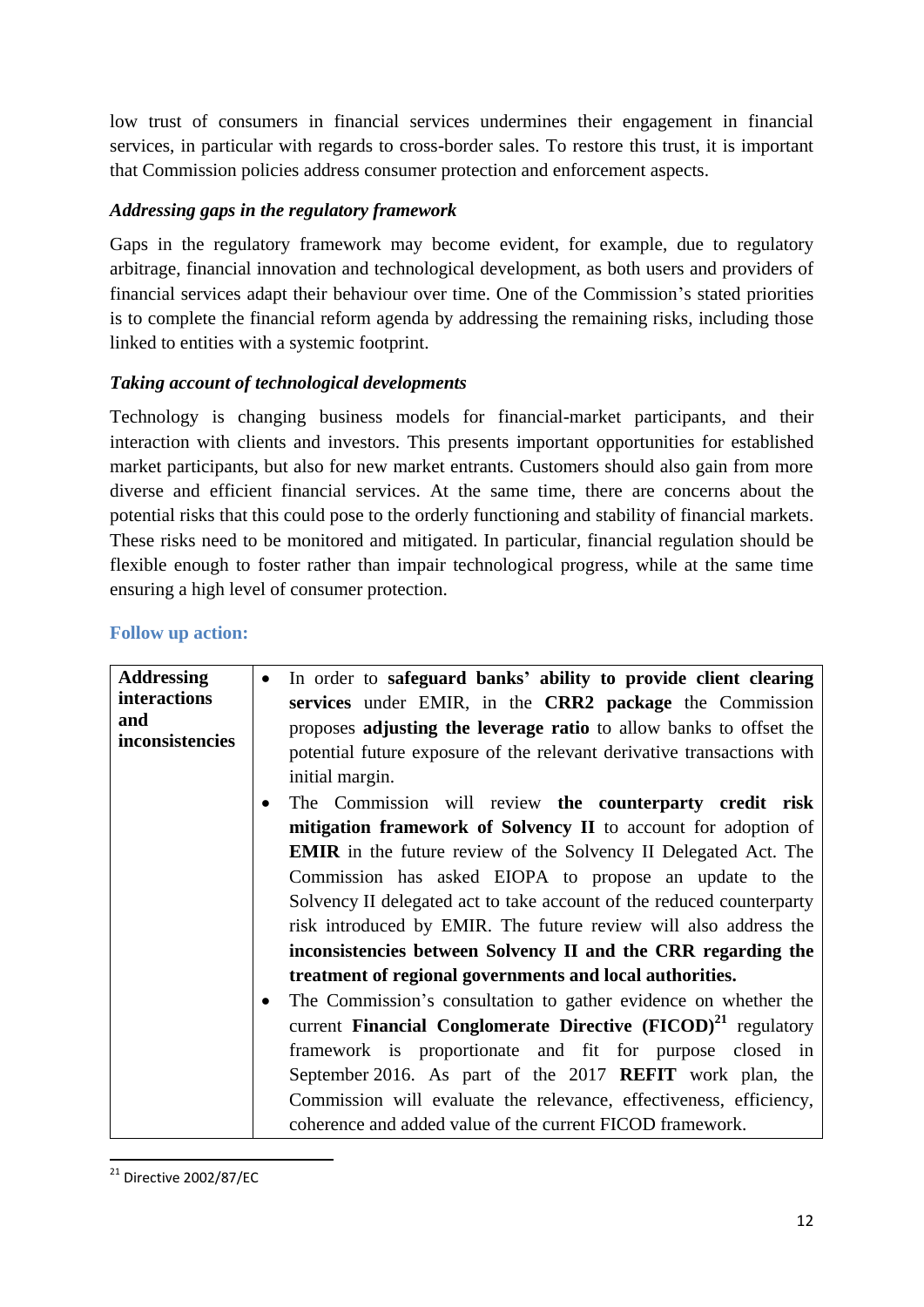low trust of consumers in financial services undermines their engagement in financial services, in particular with regards to cross-border sales. To restore this trust, it is important that Commission policies address consumer protection and enforcement aspects.

***Addressing gaps in the regulatory framework***

Gaps in the regulatory framework may become evident, for example, due to regulatory arbitrage, financial innovation and technological development, as both users and providers of financial services adapt their behaviour over time. One of the Commission's stated priorities is to complete the financial reform agenda by addressing the remaining risks, including those linked to entities with a systemic footprint.

***Taking account of technological developments***

Technology is changing business models for financial-market participants, and their interaction with clients and investors. This presents important opportunities for established market participants, but also for new market entrants. Customers should also gain from more diverse and efficient financial services. At the same time, there are concerns about the potential risks that this could pose to the orderly functioning and stability of financial markets. These risks need to be monitored and mitigated. In particular, financial regulation should be flexible enough to foster rather than impair technological progress, while at the same time ensuring a high level of consumer protection.

**Follow up action:**

| | |
|---|---|
| **Addressing interactions and inconsistencies** | • In order to **safeguard banks' ability to provide client clearing services** under EMIR, in the **CRR2 package** the Commission proposes **adjusting the leverage ratio** to allow banks to offset the potential future exposure of the relevant derivative transactions with initial margin.<br>• The Commission will review **the counterparty credit risk mitigation framework of Solvency II** to account for adoption of **EMIR** in the future review of the Solvency II Delegated Act. The Commission has asked EIOPA to propose an update to the Solvency II delegated act to take account of the reduced counterparty risk introduced by EMIR. The future review will also address the **inconsistencies between Solvency II and the CRR regarding the treatment of regional governments and local authorities.**<br>• The Commission's consultation to gather evidence on whether the current **Financial Conglomerate Directive (FICOD)**[21] regulatory framework is proportionate and fit for purpose closed in September 2016. As part of the 2017 **REFIT** work plan, the Commission will evaluate the relevance, effectiveness, efficiency, coherence and added value of the current FICOD framework. |

[21] Directive 2002/87/EC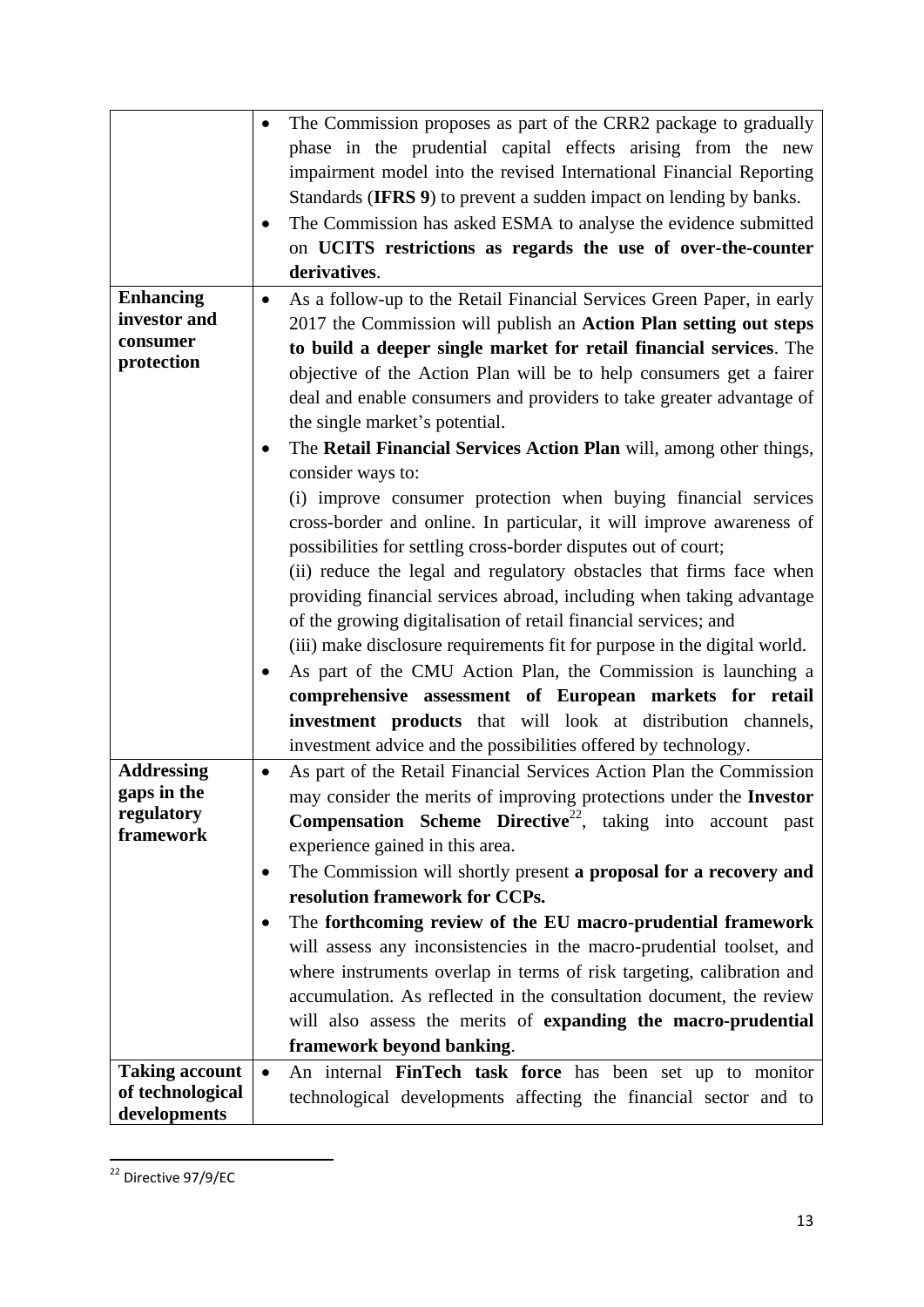| | |
|---|---|
| | • The Commission proposes as part of the CRR2 package to gradually phase in the prudential capital effects arising from the new impairment model into the revised International Financial Reporting Standards (**IFRS 9**) to prevent a sudden impact on lending by banks.<br>• The Commission has asked ESMA to analyse the evidence submitted on **UCITS restrictions as regards the use of over-the-counter derivatives**. |
| **Enhancing investor and consumer protection** | • As a follow-up to the Retail Financial Services Green Paper, in early 2017 the Commission will publish an **Action Plan setting out steps to build a deeper single market for retail financial services**. The objective of the Action Plan will be to help consumers get a fairer deal and enable consumers and providers to take greater advantage of the single market's potential.<br>• The **Retail Financial Services Action Plan** will, among other things, consider ways to:<br>(i) improve consumer protection when buying financial services cross-border and online. In particular, it will improve awareness of possibilities for settling cross-border disputes out of court;<br>(ii) reduce the legal and regulatory obstacles that firms face when providing financial services abroad, including when taking advantage of the growing digitalisation of retail financial services; and<br>(iii) make disclosure requirements fit for purpose in the digital world.<br>• As part of the CMU Action Plan, the Commission is launching a **comprehensive assessment of European markets for retail investment products** that will look at distribution channels, investment advice and the possibilities offered by technology. |
| **Addressing gaps in the regulatory framework** | • As part of the Retail Financial Services Action Plan the Commission may consider the merits of improving protections under the **Investor Compensation Scheme Directive**[22], taking into account past experience gained in this area.<br>• The Commission will shortly present **a proposal for a recovery and resolution framework for CCPs.**<br>• The **forthcoming review of the EU macro-prudential framework** will assess any inconsistencies in the macro-prudential toolset, and where instruments overlap in terms of risk targeting, calibration and accumulation. As reflected in the consultation document, the review will also assess the merits of **expanding the macro-prudential framework beyond banking**. |
| **Taking account of technological developments** | • An internal **FinTech task force** has been set up to monitor technological developments affecting the financial sector and to |

[22] Directive 97/9/EC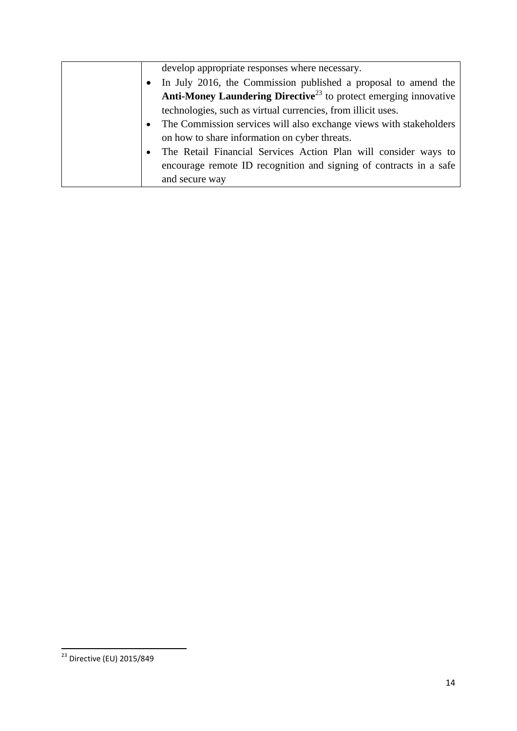| | |
|---|---|
| | develop appropriate responses where necessary.<br>• In July 2016, the Commission published a proposal to amend the **Anti-Money Laundering Directive**[23] to protect emerging innovative technologies, such as virtual currencies, from illicit uses.<br>• The Commission services will also exchange views with stakeholders on how to share information on cyber threats.<br>• The Retail Financial Services Action Plan will consider ways to encourage remote ID recognition and signing of contracts in a safe and secure way |

[23] Directive (EU) 2015/849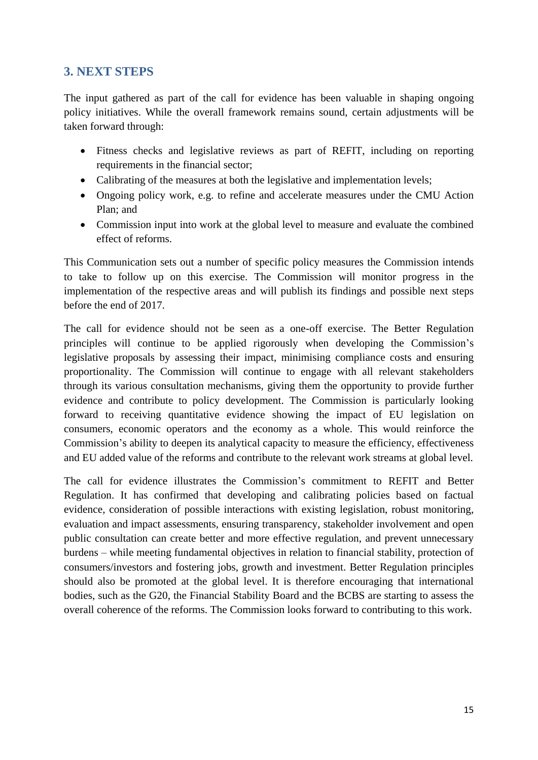## 3. NEXT STEPS

The input gathered as part of the call for evidence has been valuable in shaping ongoing policy initiatives. While the overall framework remains sound, certain adjustments will be taken forward through:

- Fitness checks and legislative reviews as part of REFIT, including on reporting requirements in the financial sector;
- Calibrating of the measures at both the legislative and implementation levels;
- Ongoing policy work, e.g. to refine and accelerate measures under the CMU Action Plan; and
- Commission input into work at the global level to measure and evaluate the combined effect of reforms.

This Communication sets out a number of specific policy measures the Commission intends to take to follow up on this exercise. The Commission will monitor progress in the implementation of the respective areas and will publish its findings and possible next steps before the end of 2017.

The call for evidence should not be seen as a one-off exercise. The Better Regulation principles will continue to be applied rigorously when developing the Commission's legislative proposals by assessing their impact, minimising compliance costs and ensuring proportionality. The Commission will continue to engage with all relevant stakeholders through its various consultation mechanisms, giving them the opportunity to provide further evidence and contribute to policy development. The Commission is particularly looking forward to receiving quantitative evidence showing the impact of EU legislation on consumers, economic operators and the economy as a whole. This would reinforce the Commission's ability to deepen its analytical capacity to measure the efficiency, effectiveness and EU added value of the reforms and contribute to the relevant work streams at global level.

The call for evidence illustrates the Commission's commitment to REFIT and Better Regulation. It has confirmed that developing and calibrating policies based on factual evidence, consideration of possible interactions with existing legislation, robust monitoring, evaluation and impact assessments, ensuring transparency, stakeholder involvement and open public consultation can create better and more effective regulation, and prevent unnecessary burdens – while meeting fundamental objectives in relation to financial stability, protection of consumers/investors and fostering jobs, growth and investment. Better Regulation principles should also be promoted at the global level. It is therefore encouraging that international bodies, such as the G20, the Financial Stability Board and the BCBS are starting to assess the overall coherence of the reforms. The Commission looks forward to contributing to this work.